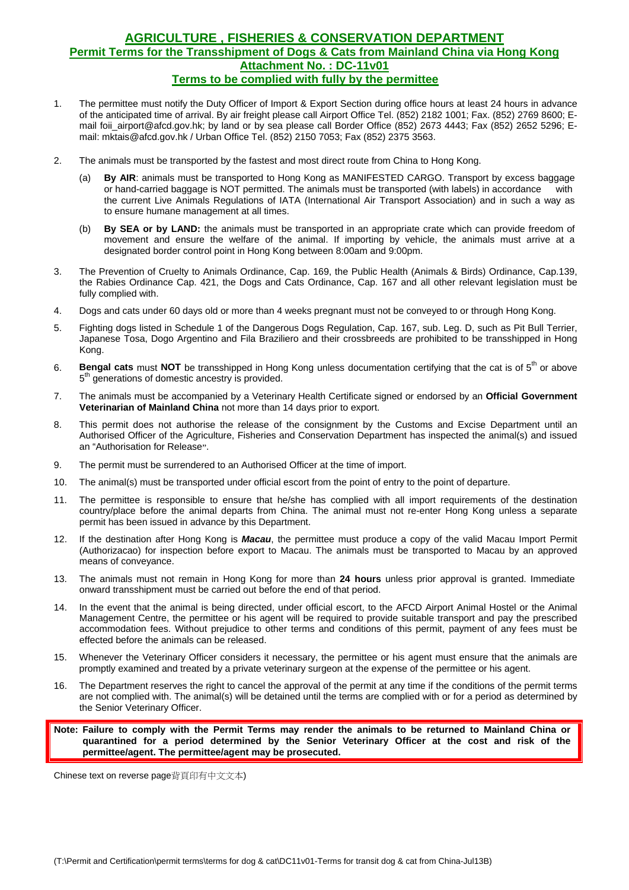# AGRICULTURE , FISHERIES & CONSERVATION DEPARTMENT

## Permit Terms for the Transshipment of Dogs & Cats from Mainland China via Hong Kong

## Attachment No. : DC-11v01

## Terms to be complied with fully by the permittee

1. The permittee must notify the Duty Officer of Import & Export Section during office hours at least 24 hours in advance of the anticipated time of arrival. By air freight please call Airport Office Tel. (852) 2182 1001; Fax. (852) 2769 8600; E-mail foii_airport@afcd.gov.hk; by land or by sea please call Border Office (852) 2673 4443; Fax (852) 2652 5296; E-mail: mktais@afcd.gov.hk / Urban Office Tel. (852) 2150 7053; Fax (852) 2375 3563.

2. The animals must be transported by the fastest and most direct route from China to Hong Kong.

   (a) **By AIR**: animals must be transported to Hong Kong as MANIFESTED CARGO. Transport by excess baggage or hand-carried baggage is NOT permitted. The animals must be transported (with labels) in accordance with the current Live Animals Regulations of IATA (International Air Transport Association) and in such a way as to ensure humane management at all times.

   (b) **By SEA or by LAND:** the animals must be transported in an appropriate crate which can provide freedom of movement and ensure the welfare of the animal. If importing by vehicle, the animals must arrive at a designated border control point in Hong Kong between 8:00am and 9:00pm.

3. The Prevention of Cruelty to Animals Ordinance, Cap. 169, the Public Health (Animals & Birds) Ordinance, Cap.139, the Rabies Ordinance Cap. 421, the Dogs and Cats Ordinance, Cap. 167 and all other relevant legislation must be fully complied with.

4. Dogs and cats under 60 days old or more than 4 weeks pregnant must not be conveyed to or through Hong Kong.

5. Fighting dogs listed in Schedule 1 of the Dangerous Dogs Regulation, Cap. 167, sub. Leg. D, such as Pit Bull Terrier, Japanese Tosa, Dogo Argentino and Fila Braziliero and their crossbreeds are prohibited to be transshipped in Hong Kong.

6. **Bengal cats** must **NOT** be transshipped in Hong Kong unless documentation certifying that the cat is of 5th or above 5th generations of domestic ancestry is provided.

7. The animals must be accompanied by a Veterinary Health Certificate signed or endorsed by an **Official Government Veterinarian of Mainland China** not more than 14 days prior to export.

8. This permit does not authorise the release of the consignment by the Customs and Excise Department until an Authorised Officer of the Agriculture, Fisheries and Conservation Department has inspected the animal(s) and issued an "Authorisation for Release".

9. The permit must be surrendered to an Authorised Officer at the time of import.

10. The animal(s) must be transported under official escort from the point of entry to the point of departure.

11. The permittee is responsible to ensure that he/she has complied with all import requirements of the destination country/place before the animal departs from China. The animal must not re-enter Hong Kong unless a separate permit has been issued in advance by this Department.

12. If the destination after Hong Kong is ***Macau***, the permittee must produce a copy of the valid Macau Import Permit (Authorizacao) for inspection before export to Macau. The animals must be transported to Macau by an approved means of conveyance.

13. The animals must not remain in Hong Kong for more than **24 hours** unless prior approval is granted. Immediate onward transshipment must be carried out before the end of that period.

14. In the event that the animal is being directed, under official escort, to the AFCD Airport Animal Hostel or the Animal Management Centre, the permittee or his agent will be required to provide suitable transport and pay the prescribed accommodation fees. Without prejudice to other terms and conditions of this permit, payment of any fees must be effected before the animals can be released.

15. Whenever the Veterinary Officer considers it necessary, the permittee or his agent must ensure that the animals are promptly examined and treated by a private veterinary surgeon at the expense of the permittee or his agent.

16. The Department reserves the right to cancel the approval of the permit at any time if the conditions of the permit terms are not complied with. The animal(s) will be detained until the terms are complied with or for a period as determined by the Senior Veterinary Officer.

**Note: Failure to comply with the Permit Terms may render the animals to be returned to Mainland China or quarantined for a period determined by the Senior Veterinary Officer at the cost and risk of the permittee/agent. The permittee/agent may be prosecuted.**

Chinese text on reverse page背頁印有中文文本)

(T:\Permit and Certification\permit terms\terms for dog & cat\DC11v01-Terms for transit dog & cat from China-Jul13B)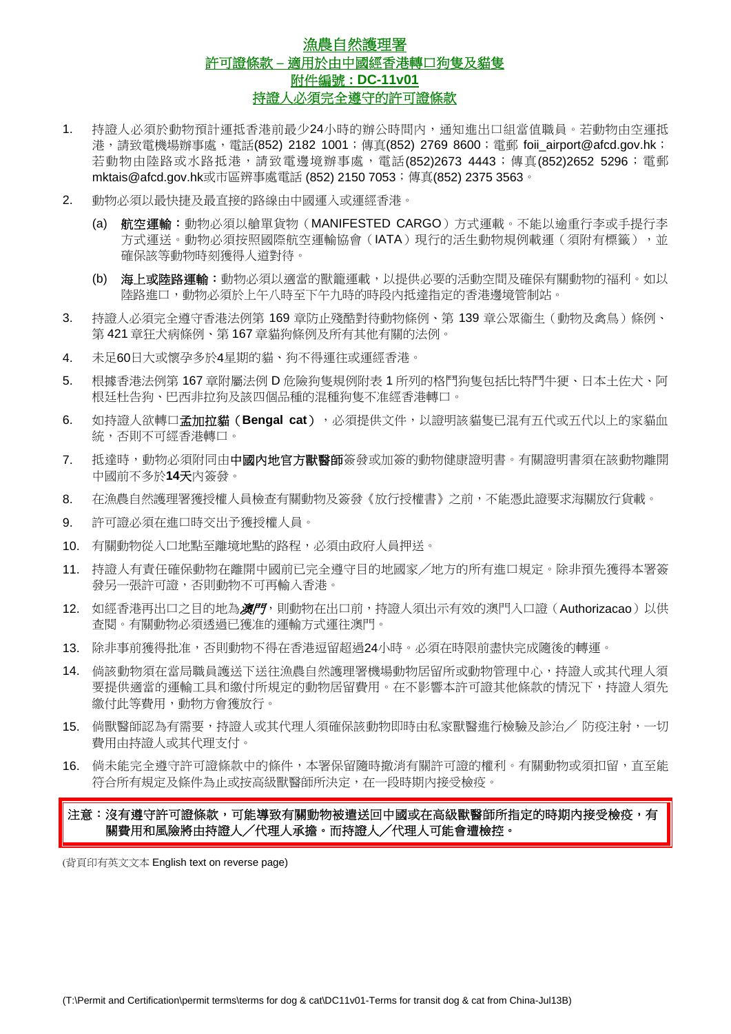# 漁農自然護理署
## 許可證條款 – 適用於由中國經香港轉口狗隻及貓隻
## 附件編號：DC-11v01
## 持證人必須完全遵守的許可證條款

1. 持證人必須於動物預計運抵香港前最少24小時的辦公時間內，通知進出口組當值職員。若動物由空運抵港，請致電機場辦事處，電話(852) 2182 1001；傳真(852) 2769 8600；電郵 foii_airport@afcd.gov.hk；若動物由陸路或水路抵港，請致電邊境辦事處，電話(852)2673 4443；傳真(852)2652 5296；電郵 mktais@afcd.gov.hk或市區辦事處電話 (852) 2150 7053；傳真(852) 2375 3563。

2. 動物必須以最快捷及最直接的路線由中國運入或運經香港。

   (a) **航空運輸：**動物必須以艙單貨物（MANIFESTED CARGO）方式運載。不能以逾重行李或手提行李方式運送。動物必須按照國際航空運輸協會（IATA）現行的活生動物規例載運（須附有標籤），並確保該等動物時刻獲得人道對待。

   (b) **海上或陸路運輸：**動物必須以適當的獸籠運載，以提供必要的活動空間及確保有關動物的福利。如以陸路進口，動物必須於上午八時至下午九時的時段內抵達指定的香港邊境管制站。

3. 持證人必須完全遵守香港法例第 169 章防止殘酷對待動物條例、第 139 章公眾衞生（動物及禽鳥）條例、第 421 章狂犬病條例、第 167 章貓狗條例及所有其他有關的法例。

4. 未足60日大或懷孕多於4星期的貓、狗不得運往或運經香港。

5. 根據香港法例第 167 章附屬法例 D 危險狗隻規例附表 1 所列的格鬥狗隻包括比特鬥牛㹴、日本土佐犬、阿根廷杜告狗、巴西非拉狗及該四個品種的混種狗隻不准經香港轉口。

6. 如持證人欲轉口**孟加拉貓**（**Bengal cat**），必須提供文件，以證明該貓隻已混有五代或五代以上的家貓血統，否則不可經香港轉口。

7. 抵達時，動物必須附同由**中國內地官方獸醫師**簽發或加簽的動物健康證明書。有關證明書須在該動物離開中國前不多於**14天**內簽發。

8. 在漁農自然護理署獲授權人員檢查有關動物及簽發《放行授權書》之前，不能憑此證要求海關放行貨載。

9. 許可證必須在進口時交出予獲授權人員。

10. 有關動物從入口地點至離境地點的路程，必須由政府人員押送。

11. 持證人有責任確保動物在離開中國前已完全遵守目的地國家／地方的所有進口規定。除非預先獲得本署簽發另一張許可證，否則動物不可再輸入香港。

12. 如經香港再出口之目的地為***澳門***，則動物在出口前，持證人須出示有效的澳門入口證（Authorizacao）以供查閱。有關動物必須透過已獲准的運輸方式運往澳門。

13. 除非事前獲得批准，否則動物不得在香港逗留超過24小時。必須在時限前盡快完成隨後的轉運。

14. 倘該動物須在當局職員護送下送往漁農自然護理署機場動物居留所或動物管理中心，持證人或其代理人須要提供適當的運輸工具和繳付所規定的動物居留費用。在不影響本許可證其他條款的情況下，持證人須先繳付此等費用，動物方會獲放行。

15. 倘獸醫師認為有需要，持證人或其代理人須確保該動物即時由私家獸醫進行檢驗及診治／ 防疫注射，一切費用由持證人或其代理支付。

16. 倘未能完全遵守許可證條款中的條件，本署保留隨時撤消有關許可證的權利。有關動物或須扣留，直至能符合所有規定及條件為止或按高級獸醫師所決定，在一段時期內接受檢疫。

**注意：沒有遵守許可證條款，可能導致有關動物被遣送回中國或在高級獸醫師所指定的時期內接受檢疫，有關費用和風險將由持證人／代理人承擔。而持證人／代理人可能會遭檢控。**

(背頁印有英文文本 English text on reverse page)

(T:\Permit and Certification\permit terms\terms for dog & cat\DC11v01-Terms for transit dog & cat from China-Jul13B)